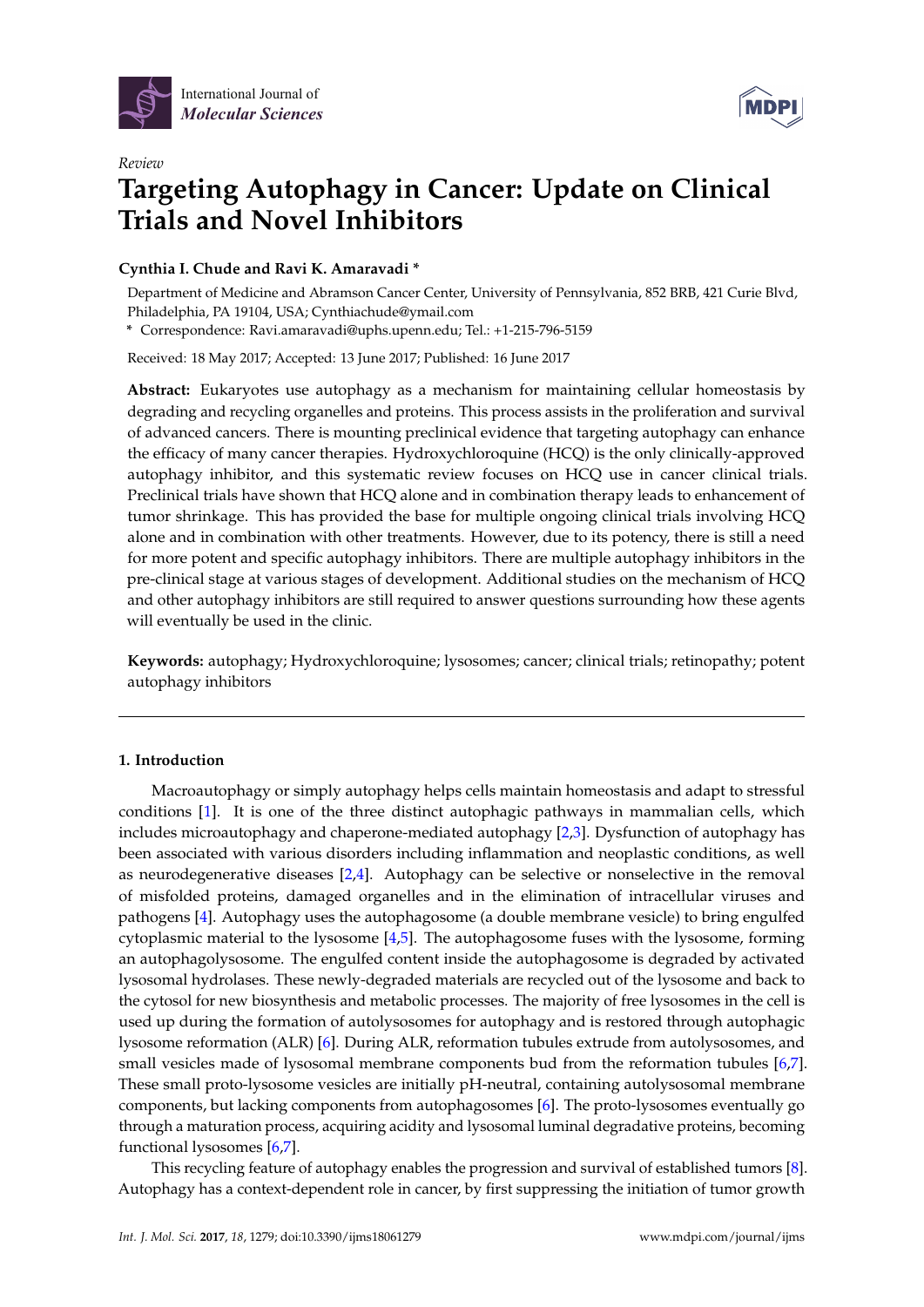*Review*

# Targeting Autophagy in Cancer: Update on Clinical Trials and Novel Inhibitors

**Cynthia I. Chude and Ravi K. Amaravadi ***

Department of Medicine and Abramson Cancer Center, University of Pennsylvania, 852 BRB, 421 Curie Blvd, Philadelphia, PA 19104, USA; Cynthiachude@ymail.com

***** Correspondence: Ravi.amaravadi@uphs.upenn.edu; Tel.: +1-215-796-5159

Received: 18 May 2017; Accepted: 13 June 2017; Published: 16 June 2017

**Abstract:** Eukaryotes use autophagy as a mechanism for maintaining cellular homeostasis by degrading and recycling organelles and proteins. This process assists in the proliferation and survival of advanced cancers. There is mounting preclinical evidence that targeting autophagy can enhance the efficacy of many cancer therapies. Hydroxychloroquine (HCQ) is the only clinically-approved autophagy inhibitor, and this systematic review focuses on HCQ use in cancer clinical trials. Preclinical trials have shown that HCQ alone and in combination therapy leads to enhancement of tumor shrinkage. This has provided the base for multiple ongoing clinical trials involving HCQ alone and in combination with other treatments. However, due to its potency, there is still a need for more potent and specific autophagy inhibitors. There are multiple autophagy inhibitors in the pre-clinical stage at various stages of development. Additional studies on the mechanism of HCQ and other autophagy inhibitors are still required to answer questions surrounding how these agents will eventually be used in the clinic.

**Keywords:** autophagy; Hydroxychloroquine; lysosomes; cancer; clinical trials; retinopathy; potent autophagy inhibitors

## 1. Introduction

Macroautophagy or simply autophagy helps cells maintain homeostasis and adapt to stressful conditions [1]. It is one of the three distinct autophagic pathways in mammalian cells, which includes microautophagy and chaperone-mediated autophagy [2,3]. Dysfunction of autophagy has been associated with various disorders including inflammation and neoplastic conditions, as well as neurodegenerative diseases [2,4]. Autophagy can be selective or nonselective in the removal of misfolded proteins, damaged organelles and in the elimination of intracellular viruses and pathogens [4]. Autophagy uses the autophagosome (a double membrane vesicle) to bring engulfed cytoplasmic material to the lysosome [4,5]. The autophagosome fuses with the lysosome, forming an autophagolysosome. The engulfed content inside the autophagosome is degraded by activated lysosomal hydrolases. These newly-degraded materials are recycled out of the lysosome and back to the cytosol for new biosynthesis and metabolic processes. The majority of free lysosomes in the cell is used up during the formation of autolysosomes for autophagy and is restored through autophagic lysosome reformation (ALR) [6]. During ALR, reformation tubules extrude from autolysosomes, and small vesicles made of lysosomal membrane components bud from the reformation tubules [6,7]. These small proto-lysosome vesicles are initially pH-neutral, containing autolysosomal membrane components, but lacking components from autophagosomes [6]. The proto-lysosomes eventually go through a maturation process, acquiring acidity and lysosomal luminal degradative proteins, becoming functional lysosomes [6,7].

This recycling feature of autophagy enables the progression and survival of established tumors [8]. Autophagy has a context-dependent role in cancer, by first suppressing the initiation of tumor growth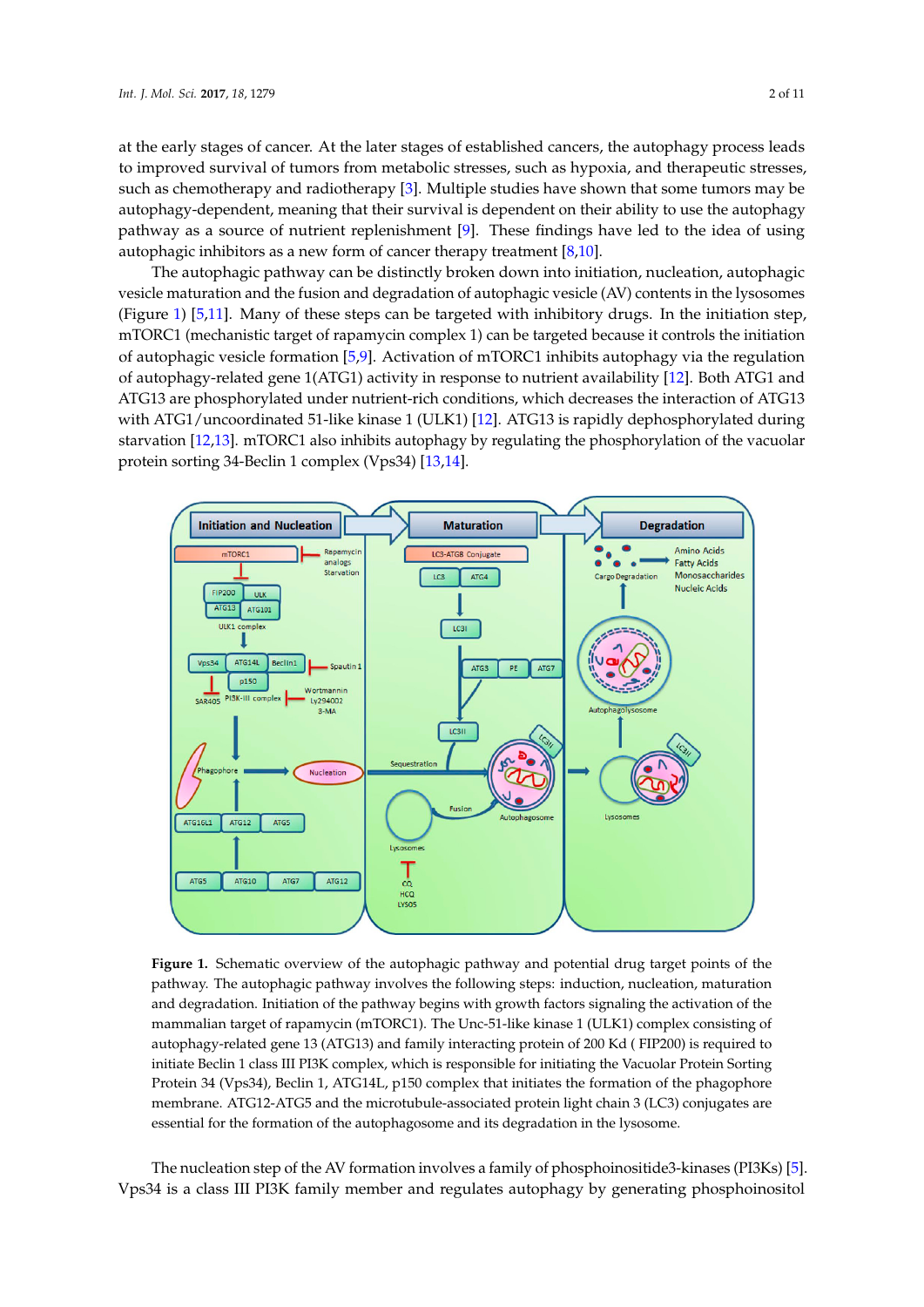at the early stages of cancer. At the later stages of established cancers, the autophagy process leads to improved survival of tumors from metabolic stresses, such as hypoxia, and therapeutic stresses, such as chemotherapy and radiotherapy [3]. Multiple studies have shown that some tumors may be autophagy-dependent, meaning that their survival is dependent on their ability to use the autophagy pathway as a source of nutrient replenishment [9]. These findings have led to the idea of using autophagic inhibitors as a new form of cancer therapy treatment [8,10].

The autophagic pathway can be distinctly broken down into initiation, nucleation, autophagic vesicle maturation and the fusion and degradation of autophagic vesicle (AV) contents in the lysosomes (Figure 1) [5,11]. Many of these steps can be targeted with inhibitory drugs. In the initiation step, mTORC1 (mechanistic target of rapamycin complex 1) can be targeted because it controls the initiation of autophagic vesicle formation [5,9]. Activation of mTORC1 inhibits autophagy via the regulation of autophagy-related gene 1(ATG1) activity in response to nutrient availability [12]. Both ATG1 and ATG13 are phosphorylated under nutrient-rich conditions, which decreases the interaction of ATG13 with ATG1/uncoordinated 51-like kinase 1 (ULK1) [12]. ATG13 is rapidly dephosphorylated during starvation [12,13]. mTORC1 also inhibits autophagy by regulating the phosphorylation of the vacuolar protein sorting 34-Beclin 1 complex (Vps34) [13,14].

**Figure 1.** Schematic overview of the autophagic pathway and potential drug target points of the pathway. The autophagic pathway involves the following steps: induction, nucleation, maturation and degradation. Initiation of the pathway begins with growth factors signaling the activation of the mammalian target of rapamycin (mTORC1). The Unc-51-like kinase 1 (ULK1) complex consisting of autophagy-related gene 13 (ATG13) and family interacting protein of 200 Kd ( FIP200) is required to initiate Beclin 1 class III PI3K complex, which is responsible for initiating the Vacuolar Protein Sorting Protein 34 (Vps34), Beclin 1, ATG14L, p150 complex that initiates the formation of the phagophore membrane. ATG12-ATG5 and the microtubule-associated protein light chain 3 (LC3) conjugates are essential for the formation of the autophagosome and its degradation in the lysosome.

The nucleation step of the AV formation involves a family of phosphoinositide3-kinases (PI3Ks) [5]. Vps34 is a class III PI3K family member and regulates autophagy by generating phosphoinositol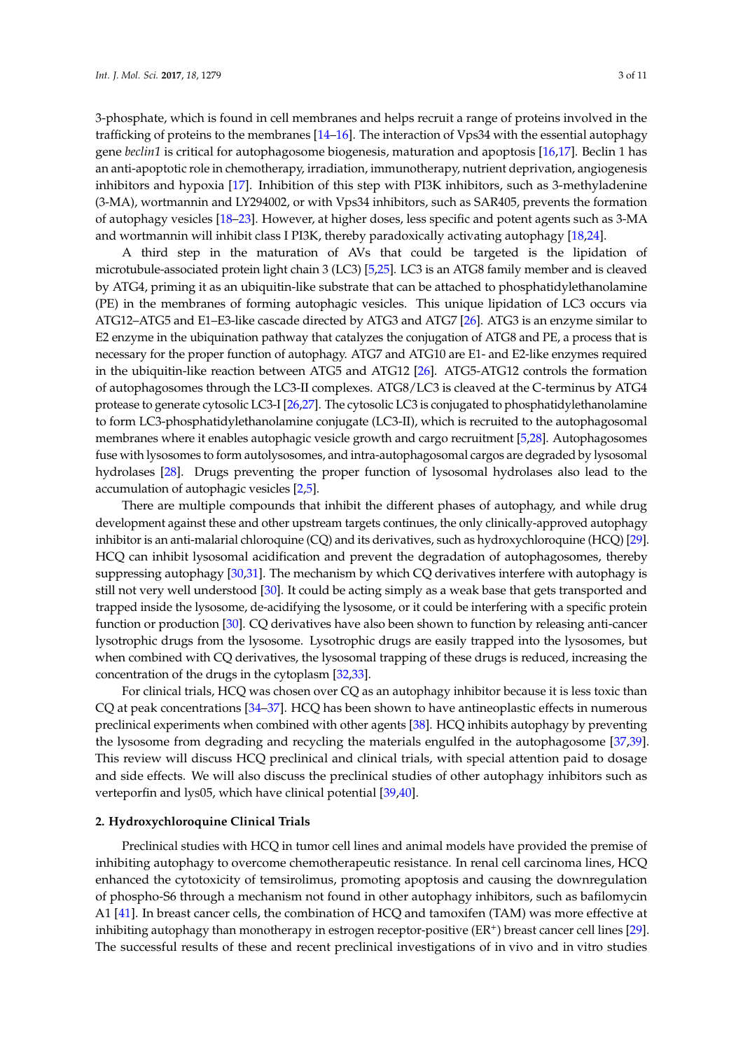3-phosphate, which is found in cell membranes and helps recruit a range of proteins involved in the trafficking of proteins to the membranes [14–16]. The interaction of Vps34 with the essential autophagy gene *beclin1* is critical for autophagosome biogenesis, maturation and apoptosis [16,17]. Beclin 1 has an anti-apoptotic role in chemotherapy, irradiation, immunotherapy, nutrient deprivation, angiogenesis inhibitors and hypoxia [17]. Inhibition of this step with PI3K inhibitors, such as 3-methyladenine (3-MA), wortmannin and LY294002, or with Vps34 inhibitors, such as SAR405, prevents the formation of autophagy vesicles [18–23]. However, at higher doses, less specific and potent agents such as 3-MA and wortmannin will inhibit class I PI3K, thereby paradoxically activating autophagy [18,24].

A third step in the maturation of AVs that could be targeted is the lipidation of microtubule-associated protein light chain 3 (LC3) [5,25]. LC3 is an ATG8 family member and is cleaved by ATG4, priming it as an ubiquitin-like substrate that can be attached to phosphatidylethanolamine (PE) in the membranes of forming autophagic vesicles. This unique lipidation of LC3 occurs via ATG12–ATG5 and E1–E3-like cascade directed by ATG3 and ATG7 [26]. ATG3 is an enzyme similar to E2 enzyme in the ubiquitination pathway that catalyzes the conjugation of ATG8 and PE, a process that is necessary for the proper function of autophagy. ATG7 and ATG10 are E1- and E2-like enzymes required in the ubiquitin-like reaction between ATG5 and ATG12 [26]. ATG5-ATG12 controls the formation of autophagosomes through the LC3-II complexes. ATG8/LC3 is cleaved at the C-terminus by ATG4 protease to generate cytosolic LC3-I [26,27]. The cytosolic LC3 is conjugated to phosphatidylethanolamine to form LC3-phosphatidylethanolamine conjugate (LC3-II), which is recruited to the autophagosomal membranes where it enables autophagic vesicle growth and cargo recruitment [5,28]. Autophagosomes fuse with lysosomes to form autolysosomes, and intra-autophagosomal cargos are degraded by lysosomal hydrolases [28]. Drugs preventing the proper function of lysosomal hydrolases also lead to the accumulation of autophagic vesicles [2,5].

There are multiple compounds that inhibit the different phases of autophagy, and while drug development against these and other upstream targets continues, the only clinically-approved autophagy inhibitor is an anti-malarial chloroquine (CQ) and its derivatives, such as hydroxychloroquine (HCQ) [29]. HCQ can inhibit lysosomal acidification and prevent the degradation of autophagosomes, thereby suppressing autophagy [30,31]. The mechanism by which CQ derivatives interfere with autophagy is still not very well understood [30]. It could be acting simply as a weak base that gets transported and trapped inside the lysosome, de-acidifying the lysosome, or it could be interfering with a specific protein function or production [30]. CQ derivatives have also been shown to function by releasing anti-cancer lysotrophic drugs from the lysosome. Lysotrophic drugs are easily trapped into the lysosomes, but when combined with CQ derivatives, the lysosomal trapping of these drugs is reduced, increasing the concentration of the drugs in the cytoplasm [32,33].

For clinical trials, HCQ was chosen over CQ as an autophagy inhibitor because it is less toxic than CQ at peak concentrations [34–37]. HCQ has been shown to have antineoplastic effects in numerous preclinical experiments when combined with other agents [38]. HCQ inhibits autophagy by preventing the lysosome from degrading and recycling the materials engulfed in the autophagosome [37,39]. This review will discuss HCQ preclinical and clinical trials, with special attention paid to dosage and side effects. We will also discuss the preclinical studies of other autophagy inhibitors such as verteporfin and lys05, which have clinical potential [39,40].

## 2. Hydroxychloroquine Clinical Trials

Preclinical studies with HCQ in tumor cell lines and animal models have provided the premise of inhibiting autophagy to overcome chemotherapeutic resistance. In renal cell carcinoma lines, HCQ enhanced the cytotoxicity of temsirolimus, promoting apoptosis and causing the downregulation of phospho-S6 through a mechanism not found in other autophagy inhibitors, such as bafilomycin A1 [41]. In breast cancer cells, the combination of HCQ and tamoxifen (TAM) was more effective at inhibiting autophagy than monotherapy in estrogen receptor-positive ($ER^+$) breast cancer cell lines [29]. The successful results of these and recent preclinical investigations of in vivo and in vitro studies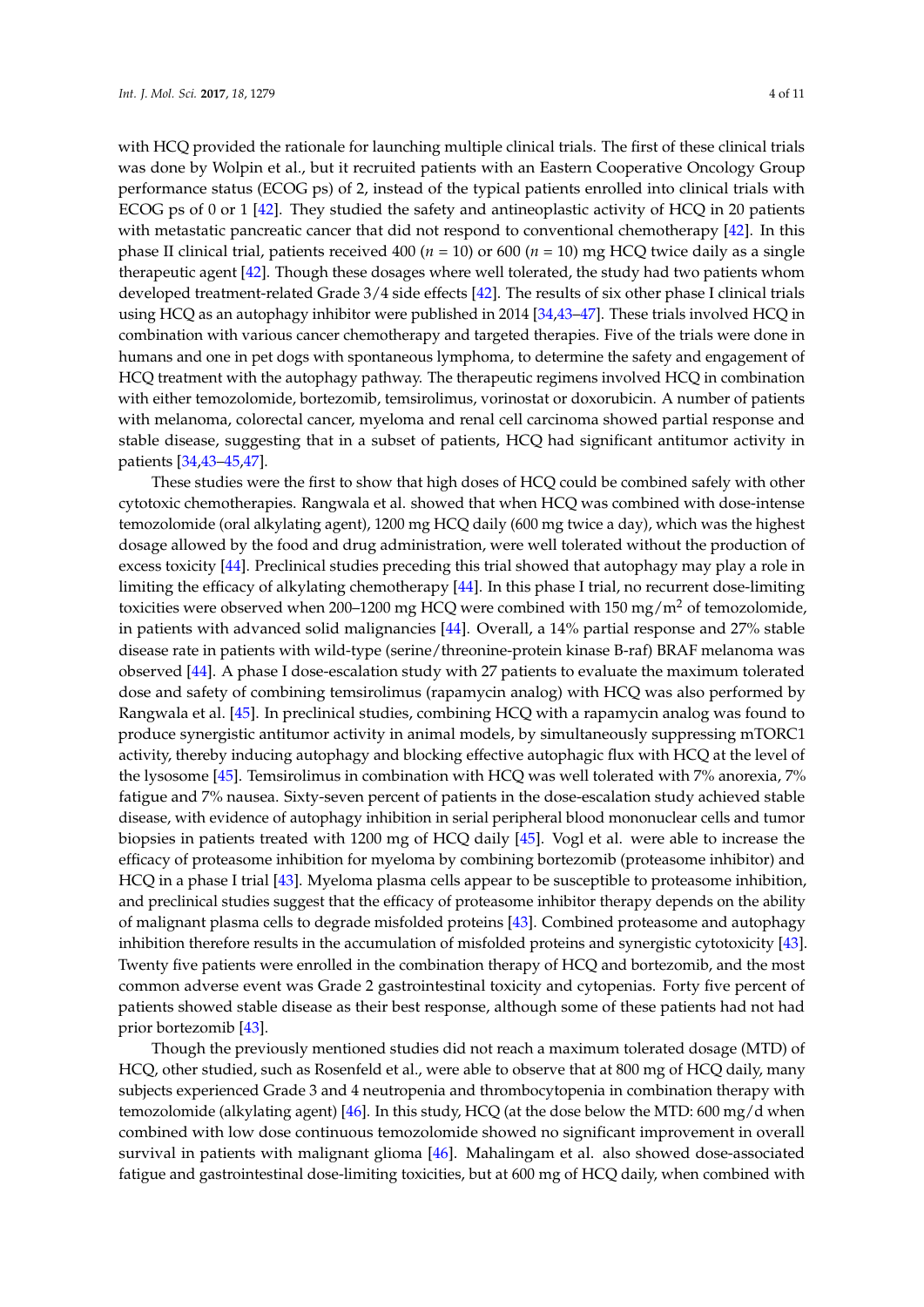with HCQ provided the rationale for launching multiple clinical trials. The first of these clinical trials was done by Wolpin et al., but it recruited patients with an Eastern Cooperative Oncology Group performance status (ECOG ps) of 2, instead of the typical patients enrolled into clinical trials with ECOG ps of 0 or 1 [42]. They studied the safety and antineoplastic activity of HCQ in 20 patients with metastatic pancreatic cancer that did not respond to conventional chemotherapy [42]. In this phase II clinical trial, patients received 400 ($n$ = 10) or 600 ($n$ = 10) mg HCQ twice daily as a single therapeutic agent [42]. Though these dosages where well tolerated, the study had two patients whom developed treatment-related Grade 3/4 side effects [42]. The results of six other phase I clinical trials using HCQ as an autophagy inhibitor were published in 2014 [34,43–47]. These trials involved HCQ in combination with various cancer chemotherapy and targeted therapies. Five of the trials were done in humans and one in pet dogs with spontaneous lymphoma, to determine the safety and engagement of HCQ treatment with the autophagy pathway. The therapeutic regimens involved HCQ in combination with either temozolomide, bortezomib, temsirolimus, vorinostat or doxorubicin. A number of patients with melanoma, colorectal cancer, myeloma and renal cell carcinoma showed partial response and stable disease, suggesting that in a subset of patients, HCQ had significant antitumor activity in patients [34,43–45,47].

These studies were the first to show that high doses of HCQ could be combined safely with other cytotoxic chemotherapies. Rangwala et al. showed that when HCQ was combined with dose-intense temozolomide (oral alkylating agent), 1200 mg HCQ daily (600 mg twice a day), which was the highest dosage allowed by the food and drug administration, were well tolerated without the production of excess toxicity [44]. Preclinical studies preceding this trial showed that autophagy may play a role in limiting the efficacy of alkylating chemotherapy [44]. In this phase I trial, no recurrent dose-limiting toxicities were observed when 200–1200 mg HCQ were combined with 150 mg/m$^2$ of temozolomide, in patients with advanced solid malignancies [44]. Overall, a 14% partial response and 27% stable disease rate in patients with wild-type (serine/threonine-protein kinase B-raf) BRAF melanoma was observed [44]. A phase I dose-escalation study with 27 patients to evaluate the maximum tolerated dose and safety of combining temsirolimus (rapamycin analog) with HCQ was also performed by Rangwala et al. [45]. In preclinical studies, combining HCQ with a rapamycin analog was found to produce synergistic antitumor activity in animal models, by simultaneously suppressing mTORC1 activity, thereby inducing autophagy and blocking effective autophagic flux with HCQ at the level of the lysosome [45]. Temsirolimus in combination with HCQ was well tolerated with 7% anorexia, 7% fatigue and 7% nausea. Sixty-seven percent of patients in the dose-escalation study achieved stable disease, with evidence of autophagy inhibition in serial peripheral blood mononuclear cells and tumor biopsies in patients treated with 1200 mg of HCQ daily [45]. Vogl et al. were able to increase the efficacy of proteasome inhibition for myeloma by combining bortezomib (proteasome inhibitor) and HCQ in a phase I trial [43]. Myeloma plasma cells appear to be susceptible to proteasome inhibition, and preclinical studies suggest that the efficacy of proteasome inhibitor therapy depends on the ability of malignant plasma cells to degrade misfolded proteins [43]. Combined proteasome and autophagy inhibition therefore results in the accumulation of misfolded proteins and synergistic cytotoxicity [43]. Twenty five patients were enrolled in the combination therapy of HCQ and bortezomib, and the most common adverse event was Grade 2 gastrointestinal toxicity and cytopenias. Forty five percent of patients showed stable disease as their best response, although some of these patients had not had prior bortezomib [43].

Though the previously mentioned studies did not reach a maximum tolerated dosage (MTD) of HCQ, other studied, such as Rosenfeld et al., were able to observe that at 800 mg of HCQ daily, many subjects experienced Grade 3 and 4 neutropenia and thrombocytopenia in combination therapy with temozolomide (alkylating agent) [46]. In this study, HCQ (at the dose below the MTD: 600 mg/d when combined with low dose continuous temozolomide showed no significant improvement in overall survival in patients with malignant glioma [46]. Mahalingam et al. also showed dose-associated fatigue and gastrointestinal dose-limiting toxicities, but at 600 mg of HCQ daily, when combined with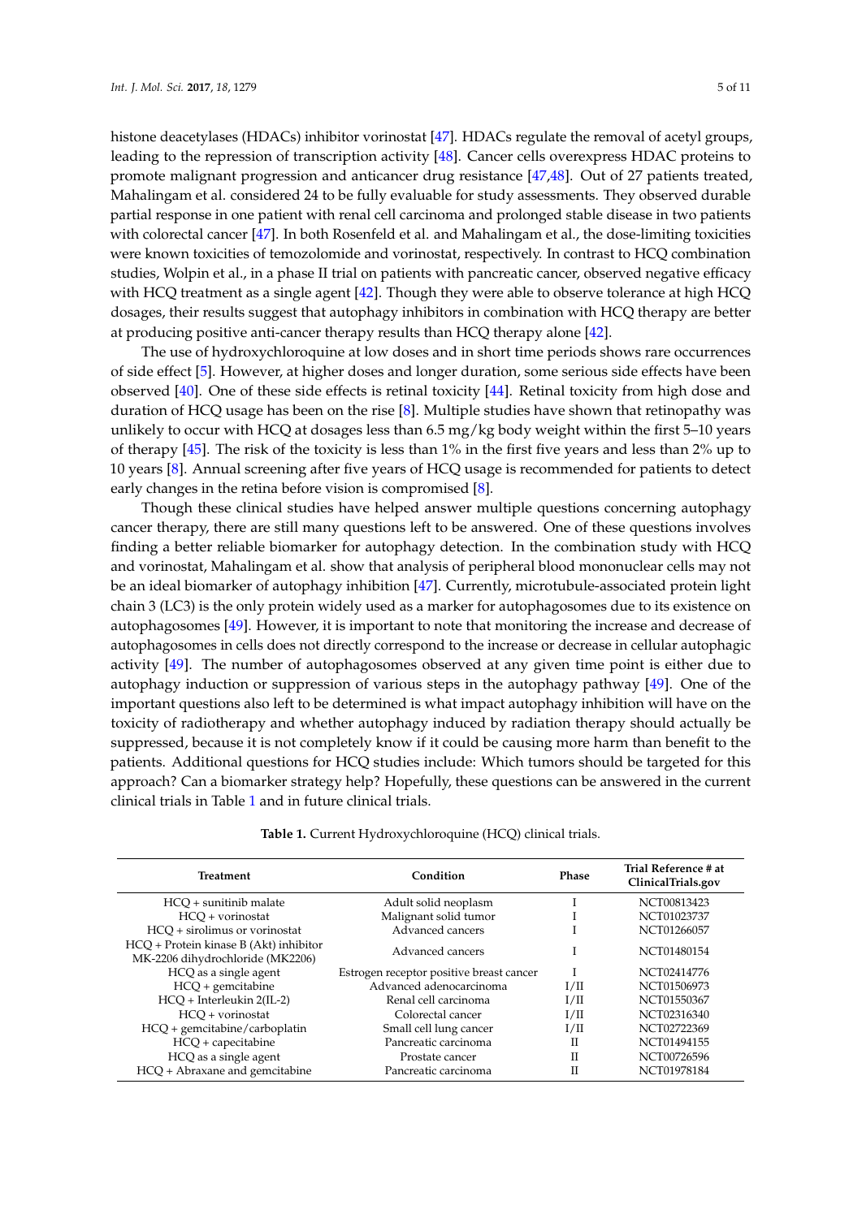histone deacetylases (HDACs) inhibitor vorinostat [47]. HDACs regulate the removal of acetyl groups, leading to the repression of transcription activity [48]. Cancer cells overexpress HDAC proteins to promote malignant progression and anticancer drug resistance [47,48]. Out of 27 patients treated, Mahalingam et al. considered 24 to be fully evaluable for study assessments. They observed durable partial response in one patient with renal cell carcinoma and prolonged stable disease in two patients with colorectal cancer [47]. In both Rosenfeld et al. and Mahalingam et al., the dose-limiting toxicities were known toxicities of temozolomide and vorinostat, respectively. In contrast to HCQ combination studies, Wolpin et al., in a phase II trial on patients with pancreatic cancer, observed negative efficacy with HCQ treatment as a single agent [42]. Though they were able to observe tolerance at high HCQ dosages, their results suggest that autophagy inhibitors in combination with HCQ therapy are better at producing positive anti-cancer therapy results than HCQ therapy alone [42].

The use of hydroxychloroquine at low doses and in short time periods shows rare occurrences of side effect [5]. However, at higher doses and longer duration, some serious side effects have been observed [40]. One of these side effects is retinal toxicity [44]. Retinal toxicity from high dose and duration of HCQ usage has been on the rise [8]. Multiple studies have shown that retinopathy was unlikely to occur with HCQ at dosages less than 6.5 mg/kg body weight within the first 5–10 years of therapy [45]. The risk of the toxicity is less than 1% in the first five years and less than 2% up to 10 years [8]. Annual screening after five years of HCQ usage is recommended for patients to detect early changes in the retina before vision is compromised [8].

Though these clinical studies have helped answer multiple questions concerning autophagy cancer therapy, there are still many questions left to be answered. One of these questions involves finding a better reliable biomarker for autophagy detection. In the combination study with HCQ and vorinostat, Mahalingam et al. show that analysis of peripheral blood mononuclear cells may not be an ideal biomarker of autophagy inhibition [47]. Currently, microtubule-associated protein light chain 3 (LC3) is the only protein widely used as a marker for autophagosomes due to its existence on autophagosomes [49]. However, it is important to note that monitoring the increase and decrease of autophagosomes in cells does not directly correspond to the increase or decrease in cellular autophagic activity [49]. The number of autophagosomes observed at any given time point is either due to autophagy induction or suppression of various steps in the autophagy pathway [49]. One of the important questions also left to be determined is what impact autophagy inhibition will have on the toxicity of radiotherapy and whether autophagy induced by radiation therapy should actually be suppressed, because it is not completely know if it could be causing more harm than benefit to the patients. Additional questions for HCQ studies include: Which tumors should be targeted for this approach? Can a biomarker strategy help? Hopefully, these questions can be answered in the current clinical trials in Table 1 and in future clinical trials.

**Table 1.** Current Hydroxychloroquine (HCQ) clinical trials.

| Treatment | Condition | Phase | Trial Reference # at ClinicalTrials.gov |
|---|---|---|---|
| HCQ + sunitinib malate | Adult solid neoplasm | I | NCT00813423 |
| HCQ + vorinostat | Malignant solid tumor | I | NCT01023737 |
| HCQ + sirolimus or vorinostat | Advanced cancers | I | NCT01266057 |
| HCQ + Protein kinase B (Akt) inhibitor MK-2206 dihydrochloride (MK2206) | Advanced cancers | I | NCT01480154 |
| HCQ as a single agent | Estrogen receptor positive breast cancer | I | NCT02414776 |
| HCQ + gemcitabine | Advanced adenocarcinoma | I/II | NCT01506973 |
| HCQ + Interleukin 2(IL-2) | Renal cell carcinoma | I/II | NCT01550367 |
| HCQ + vorinostat | Colorectal cancer | I/II | NCT02316340 |
| HCQ + gemcitabine/carboplatin | Small cell lung cancer | I/II | NCT02722369 |
| HCQ + capecitabine | Pancreatic carcinoma | II | NCT01494155 |
| HCQ as a single agent | Prostate cancer | II | NCT00726596 |
| HCQ + Abraxane and gemcitabine | Pancreatic carcinoma | II | NCT01978184 |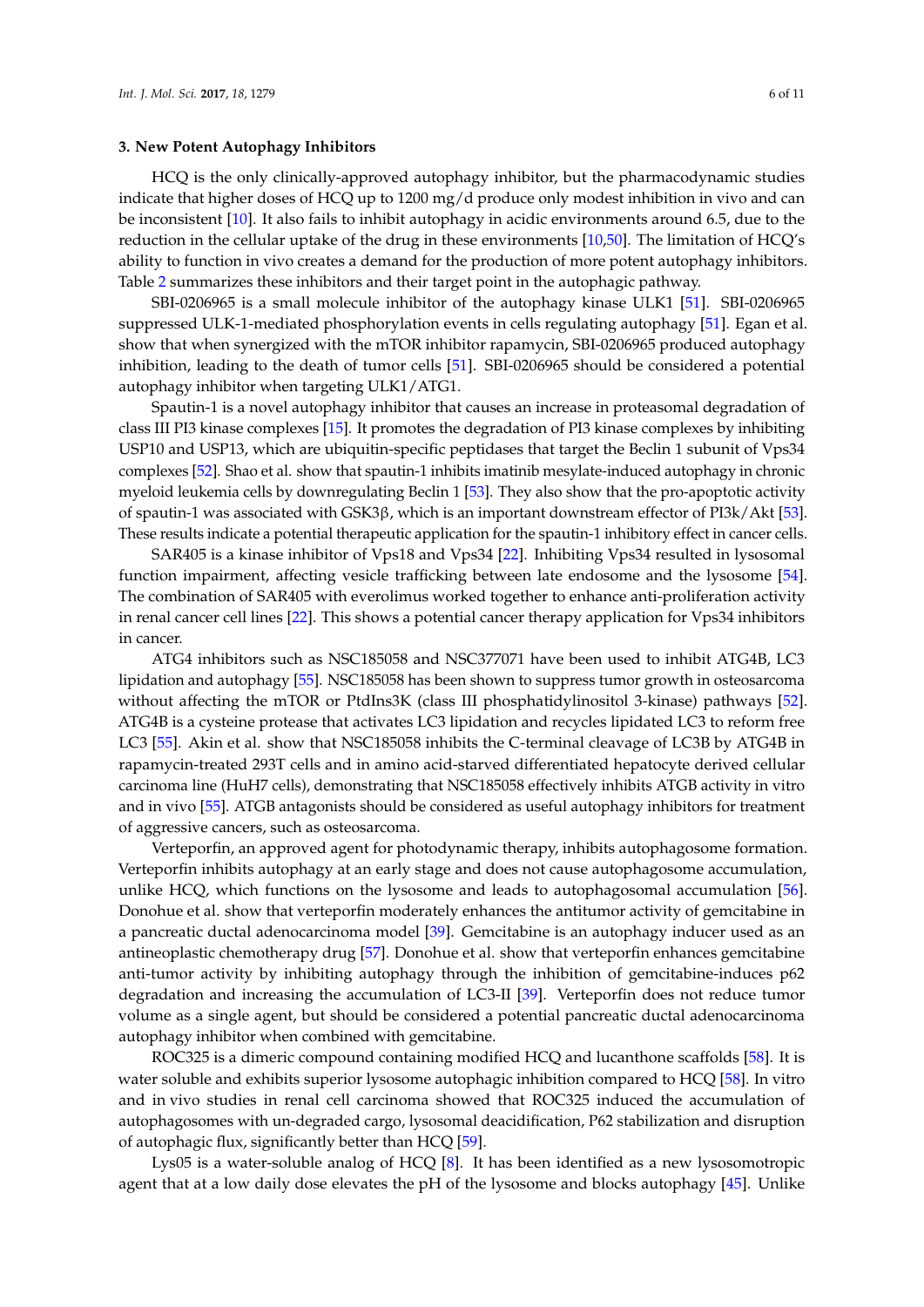### 3. New Potent Autophagy Inhibitors

HCQ is the only clinically-approved autophagy inhibitor, but the pharmacodynamic studies indicate that higher doses of HCQ up to 1200 mg/d produce only modest inhibition in vivo and can be inconsistent [10]. It also fails to inhibit autophagy in acidic environments around 6.5, due to the reduction in the cellular uptake of the drug in these environments [10,50]. The limitation of HCQ's ability to function in vivo creates a demand for the production of more potent autophagy inhibitors. Table 2 summarizes these inhibitors and their target point in the autophagic pathway.

SBI-0206965 is a small molecule inhibitor of the autophagy kinase ULK1 [51]. SBI-0206965 suppressed ULK-1-mediated phosphorylation events in cells regulating autophagy [51]. Egan et al. show that when synergized with the mTOR inhibitor rapamycin, SBI-0206965 produced autophagy inhibition, leading to the death of tumor cells [51]. SBI-0206965 should be considered a potential autophagy inhibitor when targeting ULK1/ATG1.

Spautin-1 is a novel autophagy inhibitor that causes an increase in proteasomal degradation of class III PI3 kinase complexes [15]. It promotes the degradation of PI3 kinase complexes by inhibiting USP10 and USP13, which are ubiquitin-specific peptidases that target the Beclin 1 subunit of Vps34 complexes [52]. Shao et al. show that spautin-1 inhibits imatinib mesylate-induced autophagy in chronic myeloid leukemia cells by downregulating Beclin 1 [53]. They also show that the pro-apoptotic activity of spautin-1 was associated with GSK3β, which is an important downstream effector of PI3k/Akt [53]. These results indicate a potential therapeutic application for the spautin-1 inhibitory effect in cancer cells.

SAR405 is a kinase inhibitor of Vps18 and Vps34 [22]. Inhibiting Vps34 resulted in lysosomal function impairment, affecting vesicle trafficking between late endosome and the lysosome [54]. The combination of SAR405 with everolimus worked together to enhance anti-proliferation activity in renal cancer cell lines [22]. This shows a potential cancer therapy application for Vps34 inhibitors in cancer.

ATG4 inhibitors such as NSC185058 and NSC377071 have been used to inhibit ATG4B, LC3 lipidation and autophagy [55]. NSC185058 has been shown to suppress tumor growth in osteosarcoma without affecting the mTOR or PtdIns3K (class III phosphatidylinositol 3-kinase) pathways [52]. ATG4B is a cysteine protease that activates LC3 lipidation and recycles lipidated LC3 to reform free LC3 [55]. Akin et al. show that NSC185058 inhibits the C-terminal cleavage of LC3B by ATG4B in rapamycin-treated 293T cells and in amino acid-starved differentiated hepatocyte derived cellular carcinoma line (HuH7 cells), demonstrating that NSC185058 effectively inhibits ATGB activity in vitro and in vivo [55]. ATGB antagonists should be considered as useful autophagy inhibitors for treatment of aggressive cancers, such as osteosarcoma.

Verteporfin, an approved agent for photodynamic therapy, inhibits autophagosome formation. Verteporfin inhibits autophagy at an early stage and does not cause autophagosome accumulation, unlike HCQ, which functions on the lysosome and leads to autophagosomal accumulation [56]. Donohue et al. show that verteporfin moderately enhances the antitumor activity of gemcitabine in a pancreatic ductal adenocarcinoma model [39]. Gemcitabine is an autophagy inducer used as an antineoplastic chemotherapy drug [57]. Donohue et al. show that verteporfin enhances gemcitabine anti-tumor activity by inhibiting autophagy through the inhibition of gemcitabine-induces p62 degradation and increasing the accumulation of LC3-II [39]. Verteporfin does not reduce tumor volume as a single agent, but should be considered a potential pancreatic ductal adenocarcinoma autophagy inhibitor when combined with gemcitabine.

ROC325 is a dimeric compound containing modified HCQ and lucanthone scaffolds [58]. It is water soluble and exhibits superior lysosome autophagic inhibition compared to HCQ [58]. In vitro and in vivo studies in renal cell carcinoma showed that ROC325 induced the accumulation of autophagosomes with un-degraded cargo, lysosomal deacidification, P62 stabilization and disruption of autophagic flux, significantly better than HCQ [59].

Lys05 is a water-soluble analog of HCQ [8]. It has been identified as a new lysosomotropic agent that at a low daily dose elevates the pH of the lysosome and blocks autophagy [45]. Unlike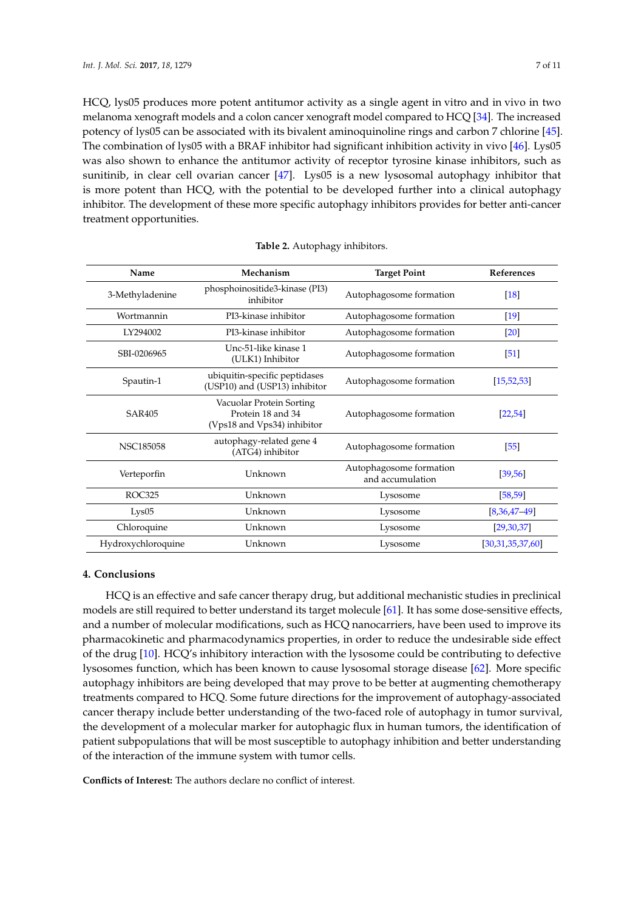HCQ, lys05 produces more potent antitumor activity as a single agent in vitro and in vivo in two melanoma xenograft models and a colon cancer xenograft model compared to HCQ [34]. The increased potency of lys05 can be associated with its bivalent aminoquinoline rings and carbon 7 chlorine [45]. The combination of lys05 with a BRAF inhibitor had significant inhibition activity in vivo [46]. Lys05 was also shown to enhance the antitumor activity of receptor tyrosine kinase inhibitors, such as sunitinib, in clear cell ovarian cancer [47]. Lys05 is a new lysosomal autophagy inhibitor that is more potent than HCQ, with the potential to be developed further into a clinical autophagy inhibitor. The development of these more specific autophagy inhibitors provides for better anti-cancer treatment opportunities.

**Table 2.** Autophagy inhibitors.

| Name | Mechanism | Target Point | References |
|---|---|---|---|
| 3-Methyladenine | phosphoinositide3-kinase (PI3) inhibitor | Autophagosome formation | [18] |
| Wortmannin | PI3-kinase inhibitor | Autophagosome formation | [19] |
| LY294002 | PI3-kinase inhibitor | Autophagosome formation | [20] |
| SBI-0206965 | Unc-51-like kinase 1 (ULK1) Inhibitor | Autophagosome formation | [51] |
| Spautin-1 | ubiquitin-specific peptidases (USP10) and (USP13) inhibitor | Autophagosome formation | [15,52,53] |
| SAR405 | Vacuolar Protein Sorting Protein 18 and 34 (Vps18 and Vps34) inhibitor | Autophagosome formation | [22,54] |
| NSC185058 | autophagy-related gene 4 (ATG4) inhibitor | Autophagosome formation | [55] |
| Verteporfin | Unknown | Autophagosome formation and accumulation | [39,56] |
| ROC325 | Unknown | Lysosome | [58,59] |
| Lys05 | Unknown | Lysosome | [8,36,47–49] |
| Chloroquine | Unknown | Lysosome | [29,30,37] |
| Hydroxychloroquine | Unknown | Lysosome | [30,31,35,37,60] |

## 4. Conclusions

HCQ is an effective and safe cancer therapy drug, but additional mechanistic studies in preclinical models are still required to better understand its target molecule [61]. It has some dose-sensitive effects, and a number of molecular modifications, such as HCQ nanocarriers, have been used to improve its pharmacokinetic and pharmacodynamics properties, in order to reduce the undesirable side effect of the drug [10]. HCQ's inhibitory interaction with the lysosome could be contributing to defective lysosomes function, which has been known to cause lysosomal storage disease [62]. More specific autophagy inhibitors are being developed that may prove to be better at augmenting chemotherapy treatments compared to HCQ. Some future directions for the improvement of autophagy-associated cancer therapy include better understanding of the two-faced role of autophagy in tumor survival, the development of a molecular marker for autophagic flux in human tumors, the identification of patient subpopulations that will be most susceptible to autophagy inhibition and better understanding of the interaction of the immune system with tumor cells.

**Conflicts of Interest:** The authors declare no conflict of interest.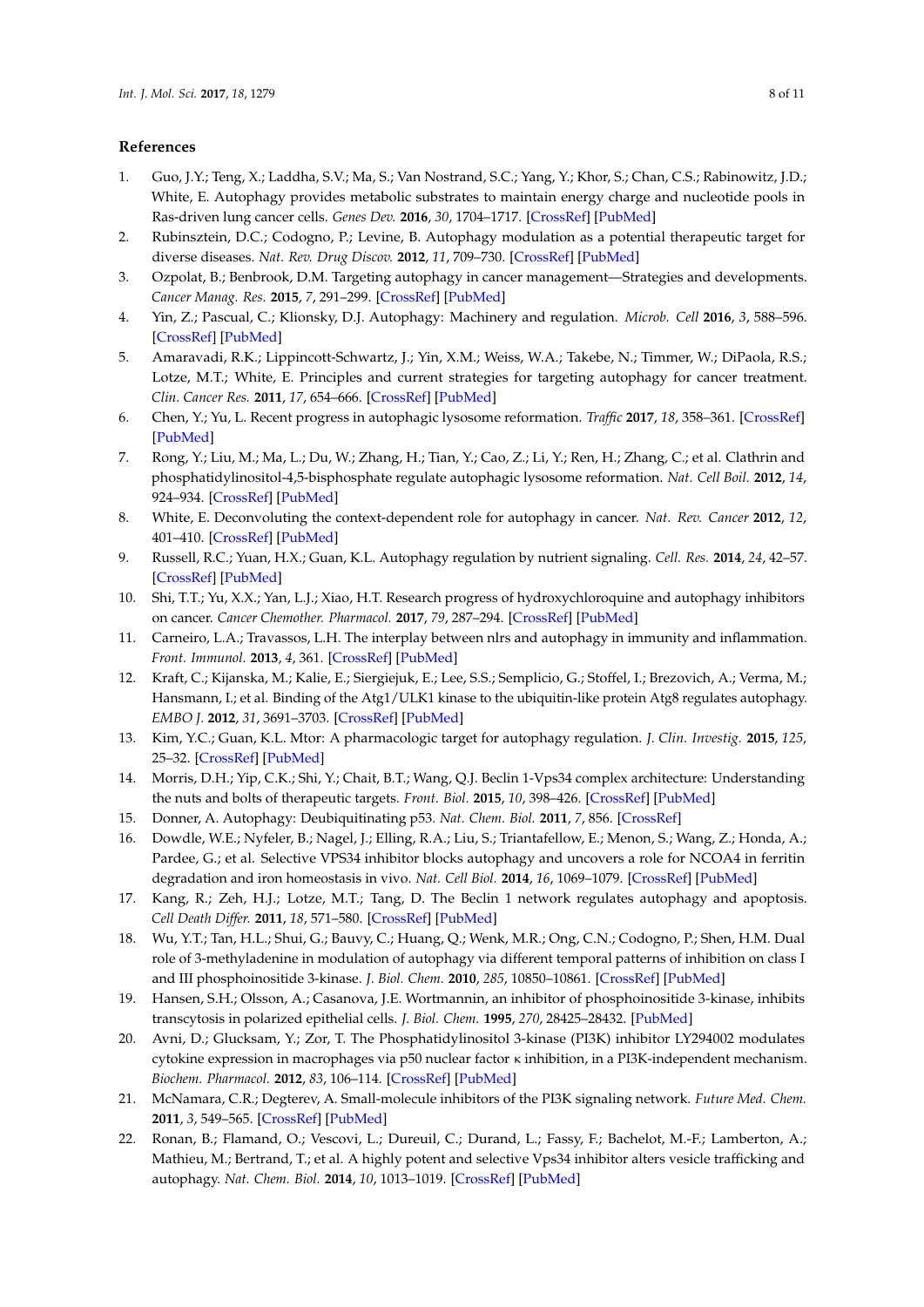## References

1. Guo, J.Y.; Teng, X.; Laddha, S.V.; Ma, S.; Van Nostrand, S.C.; Yang, Y.; Khor, S.; Chan, C.S.; Rabinowitz, J.D.; White, E. Autophagy provides metabolic substrates to maintain energy charge and nucleotide pools in Ras-driven lung cancer cells. *Genes Dev.* **2016**, *30*, 1704–1717. [CrossRef] [PubMed]
2. Rubinsztein, D.C.; Codogno, P.; Levine, B. Autophagy modulation as a potential therapeutic target for diverse diseases. *Nat. Rev. Drug Discov.* **2012**, *11*, 709–730. [CrossRef] [PubMed]
3. Ozpolat, B.; Benbrook, D.M. Targeting autophagy in cancer management—Strategies and developments. *Cancer Manag. Res.* **2015**, *7*, 291–299. [CrossRef] [PubMed]
4. Yin, Z.; Pascual, C.; Klionsky, D.J. Autophagy: Machinery and regulation. *Microb. Cell* **2016**, *3*, 588–596. [CrossRef] [PubMed]
5. Amaravadi, R.K.; Lippincott-Schwartz, J.; Yin, X.M.; Weiss, W.A.; Takebe, N.; Timmer, W.; DiPaola, R.S.; Lotze, M.T.; White, E. Principles and current strategies for targeting autophagy for cancer treatment. *Clin. Cancer Res.* **2011**, *17*, 654–666. [CrossRef] [PubMed]
6. Chen, Y.; Yu, L. Recent progress in autophagic lysosome reformation. *Traffic* **2017**, *18*, 358–361. [CrossRef] [PubMed]
7. Rong, Y.; Liu, M.; Ma, L.; Du, W.; Zhang, H.; Tian, Y.; Cao, Z.; Li, Y.; Ren, H.; Zhang, C.; et al. Clathrin and phosphatidylinositol-4,5-bisphosphate regulate autophagic lysosome reformation. *Nat. Cell Boil.* **2012**, *14*, 924–934. [CrossRef] [PubMed]
8. White, E. Deconvoluting the context-dependent role for autophagy in cancer. *Nat. Rev. Cancer* **2012**, *12*, 401–410. [CrossRef] [PubMed]
9. Russell, R.C.; Yuan, H.X.; Guan, K.L. Autophagy regulation by nutrient signaling. *Cell. Res.* **2014**, *24*, 42–57. [CrossRef] [PubMed]
10. Shi, T.T.; Yu, X.X.; Yan, L.J.; Xiao, H.T. Research progress of hydroxychloroquine and autophagy inhibitors on cancer. *Cancer Chemother. Pharmacol.* **2017**, *79*, 287–294. [CrossRef] [PubMed]
11. Carneiro, L.A.; Travassos, L.H. The interplay between nlrs and autophagy in immunity and inflammation. *Front. Immunol.* **2013**, *4*, 361. [CrossRef] [PubMed]
12. Kraft, C.; Kijanska, M.; Kalie, E.; Siergiejuk, E.; Lee, S.S.; Semplicio, G.; Stoffel, I.; Brezovich, A.; Verma, M.; Hansmann, I.; et al. Binding of the Atg1/ULK1 kinase to the ubiquitin-like protein Atg8 regulates autophagy. *EMBO J.* **2012**, *31*, 3691–3703. [CrossRef] [PubMed]
13. Kim, Y.C.; Guan, K.L. Mtor: A pharmacologic target for autophagy regulation. *J. Clin. Investig.* **2015**, *125*, 25–32. [CrossRef] [PubMed]
14. Morris, D.H.; Yip, C.K.; Shi, Y.; Chait, B.T.; Wang, Q.J. Beclin 1-Vps34 complex architecture: Understanding the nuts and bolts of therapeutic targets. *Front. Biol.* **2015**, *10*, 398–426. [CrossRef] [PubMed]
15. Donner, A. Autophagy: Deubiquitinating p53. *Nat. Chem. Biol.* **2011**, *7*, 856. [CrossRef]
16. Dowdle, W.E.; Nyfeler, B.; Nagel, J.; Elling, R.A.; Liu, S.; Triantafellow, E.; Menon, S.; Wang, Z.; Honda, A.; Pardee, G.; et al. Selective VPS34 inhibitor blocks autophagy and uncovers a role for NCOA4 in ferritin degradation and iron homeostasis in vivo. *Nat. Cell Biol.* **2014**, *16*, 1069–1079. [CrossRef] [PubMed]
17. Kang, R.; Zeh, H.J.; Lotze, M.T.; Tang, D. The Beclin 1 network regulates autophagy and apoptosis. *Cell Death Differ.* **2011**, *18*, 571–580. [CrossRef] [PubMed]
18. Wu, Y.T.; Tan, H.L.; Shui, G.; Bauvy, C.; Huang, Q.; Wenk, M.R.; Ong, C.N.; Codogno, P.; Shen, H.M. Dual role of 3-methyladenine in modulation of autophagy via different temporal patterns of inhibition on class I and III phosphoinositide 3-kinase. *J. Biol. Chem.* **2010**, *285*, 10850–10861. [CrossRef] [PubMed]
19. Hansen, S.H.; Olsson, A.; Casanova, J.E. Wortmannin, an inhibitor of phosphoinositide 3-kinase, inhibits transcytosis in polarized epithelial cells. *J. Biol. Chem.* **1995**, *270*, 28425–28432. [PubMed]
20. Avni, D.; Glucksam, Y.; Zor, T. The Phosphatidylinositol 3-kinase (PI3K) inhibitor LY294002 modulates cytokine expression in macrophages via p50 nuclear factor κ inhibition, in a PI3K-independent mechanism. *Biochem. Pharmacol.* **2012**, *83*, 106–114. [CrossRef] [PubMed]
21. McNamara, C.R.; Degterev, A. Small-molecule inhibitors of the PI3K signaling network. *Future Med. Chem.* **2011**, *3*, 549–565. [CrossRef] [PubMed]
22. Ronan, B.; Flamand, O.; Vescovi, L.; Dureuil, C.; Durand, L.; Fassy, F.; Bachelot, M.-F.; Lamberton, A.; Mathieu, M.; Bertrand, T.; et al. A highly potent and selective Vps34 inhibitor alters vesicle trafficking and autophagy. *Nat. Chem. Biol.* **2014**, *10*, 1013–1019. [CrossRef] [PubMed]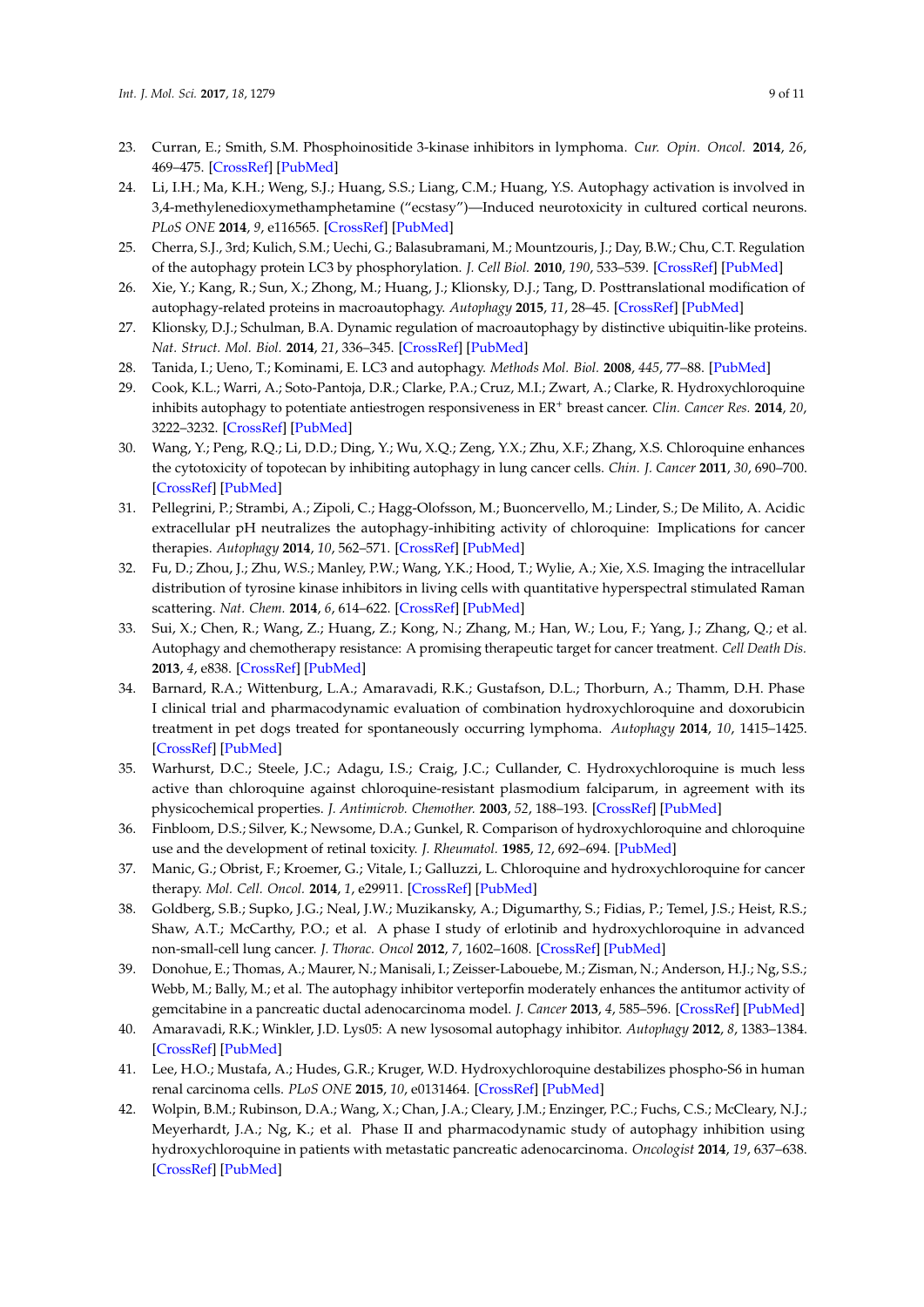23. Curran, E.; Smith, S.M. Phosphoinositide 3-kinase inhibitors in lymphoma. *Cur. Opin. Oncol.* **2014**, *26*, 469–475. [CrossRef] [PubMed]
24. Li, I.H.; Ma, K.H.; Weng, S.J.; Huang, S.S.; Liang, C.M.; Huang, Y.S. Autophagy activation is involved in 3,4-methylenedioxymethamphetamine ("ecstasy")—Induced neurotoxicity in cultured cortical neurons. *PLoS ONE* **2014**, *9*, e116565. [CrossRef] [PubMed]
25. Cherra, S.J., 3rd; Kulich, S.M.; Uechi, G.; Balasubramani, M.; Mountzouris, J.; Day, B.W.; Chu, C.T. Regulation of the autophagy protein LC3 by phosphorylation. *J. Cell Biol.* **2010**, *190*, 533–539. [CrossRef] [PubMed]
26. Xie, Y.; Kang, R.; Sun, X.; Zhong, M.; Huang, J.; Klionsky, D.J.; Tang, D. Posttranslational modification of autophagy-related proteins in macroautophagy. *Autophagy* **2015**, *11*, 28–45. [CrossRef] [PubMed]
27. Klionsky, D.J.; Schulman, B.A. Dynamic regulation of macroautophagy by distinctive ubiquitin-like proteins. *Nat. Struct. Mol. Biol.* **2014**, *21*, 336–345. [CrossRef] [PubMed]
28. Tanida, I.; Ueno, T.; Kominami, E. LC3 and autophagy. *Methods Mol. Biol.* **2008**, *445*, 77–88. [PubMed]
29. Cook, K.L.; Warri, A.; Soto-Pantoja, D.R.; Clarke, P.A.; Cruz, M.I.; Zwart, A.; Clarke, R. Hydroxychloroquine inhibits autophagy to potentiate antiestrogen responsiveness in ER+ breast cancer. *Clin. Cancer Res.* **2014**, *20*, 3222–3232. [CrossRef] [PubMed]
30. Wang, Y.; Peng, R.Q.; Li, D.D.; Ding, Y.; Wu, X.Q.; Zeng, Y.X.; Zhu, X.F.; Zhang, X.S. Chloroquine enhances the cytotoxicity of topotecan by inhibiting autophagy in lung cancer cells. *Chin. J. Cancer* **2011**, *30*, 690–700. [CrossRef] [PubMed]
31. Pellegrini, P.; Strambi, A.; Zipoli, C.; Hagg-Olofsson, M.; Buoncervello, M.; Linder, S.; De Milito, A. Acidic extracellular pH neutralizes the autophagy-inhibiting activity of chloroquine: Implications for cancer therapies. *Autophagy* **2014**, *10*, 562–571. [CrossRef] [PubMed]
32. Fu, D.; Zhou, J.; Zhu, W.S.; Manley, P.W.; Wang, Y.K.; Hood, T.; Wylie, A.; Xie, X.S. Imaging the intracellular distribution of tyrosine kinase inhibitors in living cells with quantitative hyperspectral stimulated Raman scattering. *Nat. Chem.* **2014**, *6*, 614–622. [CrossRef] [PubMed]
33. Sui, X.; Chen, R.; Wang, Z.; Huang, Z.; Kong, N.; Zhang, M.; Han, W.; Lou, F.; Yang, J.; Zhang, Q.; et al. Autophagy and chemotherapy resistance: A promising therapeutic target for cancer treatment. *Cell Death Dis.* **2013**, *4*, e838. [CrossRef] [PubMed]
34. Barnard, R.A.; Wittenburg, L.A.; Amaravadi, R.K.; Gustafson, D.L.; Thorburn, A.; Thamm, D.H. Phase I clinical trial and pharmacodynamic evaluation of combination hydroxychloroquine and doxorubicin treatment in pet dogs treated for spontaneously occurring lymphoma. *Autophagy* **2014**, *10*, 1415–1425. [CrossRef] [PubMed]
35. Warhurst, D.C.; Steele, J.C.; Adagu, I.S.; Craig, J.C.; Cullander, C. Hydroxychloroquine is much less active than chloroquine against chloroquine-resistant plasmodium falciparum, in agreement with its physicochemical properties. *J. Antimicrob. Chemother.* **2003**, *52*, 188–193. [CrossRef] [PubMed]
36. Finbloom, D.S.; Silver, K.; Newsome, D.A.; Gunkel, R. Comparison of hydroxychloroquine and chloroquine use and the development of retinal toxicity. *J. Rheumatol.* **1985**, *12*, 692–694. [PubMed]
37. Manic, G.; Obrist, F.; Kroemer, G.; Vitale, I.; Galluzzi, L. Chloroquine and hydroxychloroquine for cancer therapy. *Mol. Cell. Oncol.* **2014**, *1*, e29911. [CrossRef] [PubMed]
38. Goldberg, S.B.; Supko, J.G.; Neal, J.W.; Muzikansky, A.; Digumarthy, S.; Fidias, P.; Temel, J.S.; Heist, R.S.; Shaw, A.T.; McCarthy, P.O.; et al. A phase I study of erlotinib and hydroxychloroquine in advanced non-small-cell lung cancer. *J. Thorac. Oncol* **2012**, *7*, 1602–1608. [CrossRef] [PubMed]
39. Donohue, E.; Thomas, A.; Maurer, N.; Manisali, I.; Zeisser-Labouebe, M.; Zisman, N.; Anderson, H.J.; Ng, S.S.; Webb, M.; Bally, M.; et al. The autophagy inhibitor verteporfin moderately enhances the antitumor activity of gemcitabine in a pancreatic ductal adenocarcinoma model. *J. Cancer* **2013**, *4*, 585–596. [CrossRef] [PubMed]
40. Amaravadi, R.K.; Winkler, J.D. Lys05: A new lysosomal autophagy inhibitor. *Autophagy* **2012**, *8*, 1383–1384. [CrossRef] [PubMed]
41. Lee, H.O.; Mustafa, A.; Hudes, G.R.; Kruger, W.D. Hydroxychloroquine destabilizes phospho-S6 in human renal carcinoma cells. *PLoS ONE* **2015**, *10*, e0131464. [CrossRef] [PubMed]
42. Wolpin, B.M.; Rubinson, D.A.; Wang, X.; Chan, J.A.; Cleary, J.M.; Enzinger, P.C.; Fuchs, C.S.; McCleary, N.J.; Meyerhardt, J.A.; Ng, K.; et al. Phase II and pharmacodynamic study of autophagy inhibition using hydroxychloroquine in patients with metastatic pancreatic adenocarcinoma. *Oncologist* **2014**, *19*, 637–638. [CrossRef] [PubMed]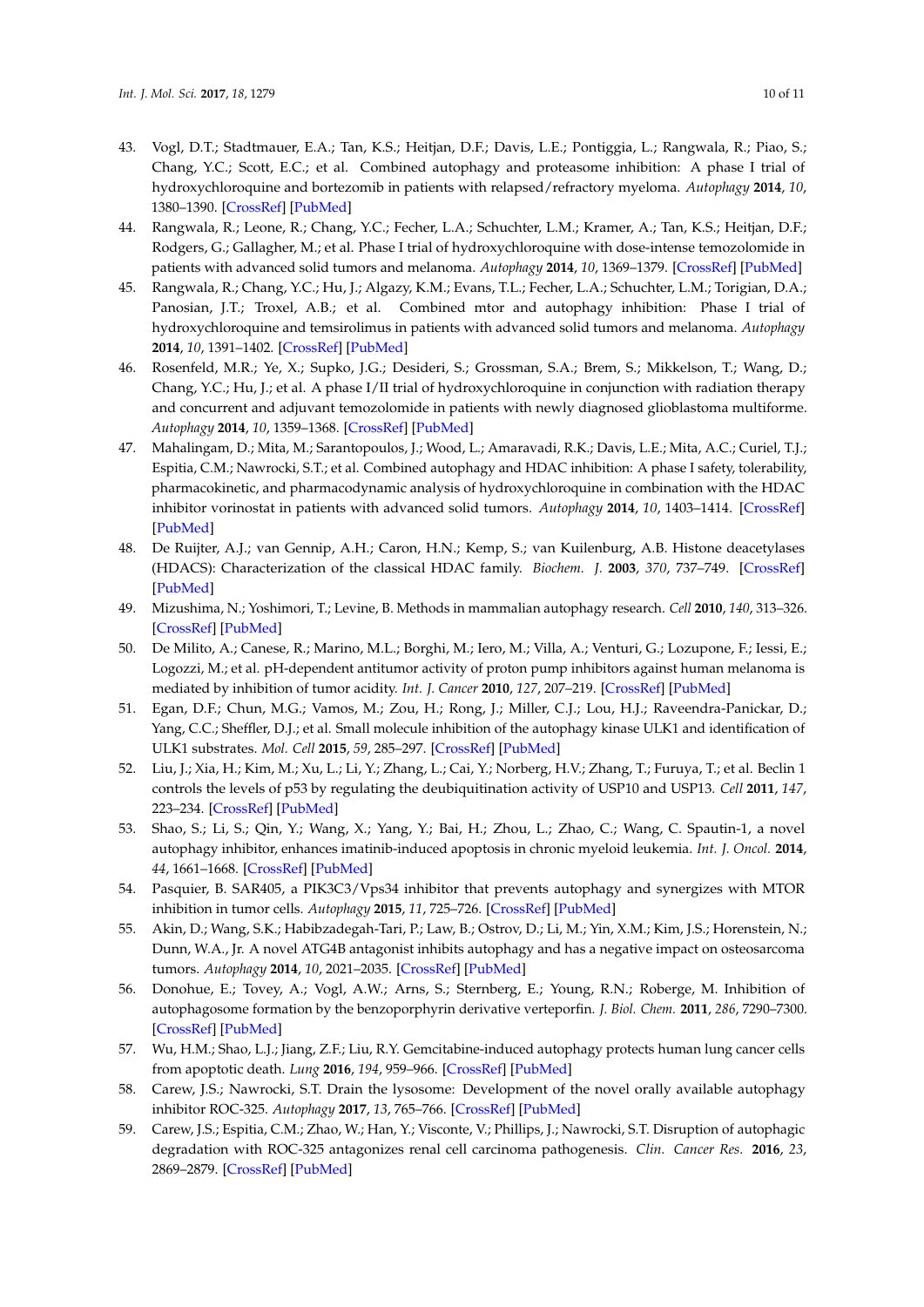43. Vogl, D.T.; Stadtmauer, E.A.; Tan, K.S.; Heitjan, D.F.; Davis, L.E.; Pontiggia, L.; Rangwala, R.; Piao, S.; Chang, Y.C.; Scott, E.C.; et al. Combined autophagy and proteasome inhibition: A phase I trial of hydroxychloroquine and bortezomib in patients with relapsed/refractory myeloma. *Autophagy* **2014**, *10*, 1380–1390. [CrossRef] [PubMed]
44. Rangwala, R.; Leone, R.; Chang, Y.C.; Fecher, L.A.; Schuchter, L.M.; Kramer, A.; Tan, K.S.; Heitjan, D.F.; Rodgers, G.; Gallagher, M.; et al. Phase I trial of hydroxychloroquine with dose-intense temozolomide in patients with advanced solid tumors and melanoma. *Autophagy* **2014**, *10*, 1369–1379. [CrossRef] [PubMed]
45. Rangwala, R.; Chang, Y.C.; Hu, J.; Algazy, K.M.; Evans, T.L.; Fecher, L.A.; Schuchter, L.M.; Torigian, D.A.; Panosian, J.T.; Troxel, A.B.; et al. Combined mtor and autophagy inhibition: Phase I trial of hydroxychloroquine and temsirolimus in patients with advanced solid tumors and melanoma. *Autophagy* **2014**, *10*, 1391–1402. [CrossRef] [PubMed]
46. Rosenfeld, M.R.; Ye, X.; Supko, J.G.; Desideri, S.; Grossman, S.A.; Brem, S.; Mikkelson, T.; Wang, D.; Chang, Y.C.; Hu, J.; et al. A phase I/II trial of hydroxychloroquine in conjunction with radiation therapy and concurrent and adjuvant temozolomide in patients with newly diagnosed glioblastoma multiforme. *Autophagy* **2014**, *10*, 1359–1368. [CrossRef] [PubMed]
47. Mahalingam, D.; Mita, M.; Sarantopoulos, J.; Wood, L.; Amaravadi, R.K.; Davis, L.E.; Mita, A.C.; Curiel, T.J.; Espitia, C.M.; Nawrocki, S.T.; et al. Combined autophagy and HDAC inhibition: A phase I safety, tolerability, pharmacokinetic, and pharmacodynamic analysis of hydroxychloroquine in combination with the HDAC inhibitor vorinostat in patients with advanced solid tumors. *Autophagy* **2014**, *10*, 1403–1414. [CrossRef] [PubMed]
48. De Ruijter, A.J.; van Gennip, A.H.; Caron, H.N.; Kemp, S.; van Kuilenburg, A.B. Histone deacetylases (HDACS): Characterization of the classical HDAC family. *Biochem. J.* **2003**, *370*, 737–749. [CrossRef] [PubMed]
49. Mizushima, N.; Yoshimori, T.; Levine, B. Methods in mammalian autophagy research. *Cell* **2010**, *140*, 313–326. [CrossRef] [PubMed]
50. De Milito, A.; Canese, R.; Marino, M.L.; Borghi, M.; Iero, M.; Villa, A.; Venturi, G.; Lozupone, F.; Iessi, E.; Logozzi, M.; et al. pH-dependent antitumor activity of proton pump inhibitors against human melanoma is mediated by inhibition of tumor acidity. *Int. J. Cancer* **2010**, *127*, 207–219. [CrossRef] [PubMed]
51. Egan, D.F.; Chun, M.G.; Vamos, M.; Zou, H.; Rong, J.; Miller, C.J.; Lou, H.J.; Raveendra-Panickar, D.; Yang, C.C.; Sheffler, D.J.; et al. Small molecule inhibition of the autophagy kinase ULK1 and identification of ULK1 substrates. *Mol. Cell* **2015**, *59*, 285–297. [CrossRef] [PubMed]
52. Liu, J.; Xia, H.; Kim, M.; Xu, L.; Li, Y.; Zhang, L.; Cai, Y.; Norberg, H.V.; Zhang, T.; Furuya, T.; et al. Beclin 1 controls the levels of p53 by regulating the deubiquitination activity of USP10 and USP13. *Cell* **2011**, *147*, 223–234. [CrossRef] [PubMed]
53. Shao, S.; Li, S.; Qin, Y.; Wang, X.; Yang, Y.; Bai, H.; Zhou, L.; Zhao, C.; Wang, C. Spautin-1, a novel autophagy inhibitor, enhances imatinib-induced apoptosis in chronic myeloid leukemia. *Int. J. Oncol.* **2014**, *44*, 1661–1668. [CrossRef] [PubMed]
54. Pasquier, B. SAR405, a PIK3C3/Vps34 inhibitor that prevents autophagy and synergizes with MTOR inhibition in tumor cells. *Autophagy* **2015**, *11*, 725–726. [CrossRef] [PubMed]
55. Akin, D.; Wang, S.K.; Habibzadegah-Tari, P.; Law, B.; Ostrov, D.; Li, M.; Yin, X.M.; Kim, J.S.; Horenstein, N.; Dunn, W.A., Jr. A novel ATG4B antagonist inhibits autophagy and has a negative impact on osteosarcoma tumors. *Autophagy* **2014**, *10*, 2021–2035. [CrossRef] [PubMed]
56. Donohue, E.; Tovey, A.; Vogl, A.W.; Arns, S.; Sternberg, E.; Young, R.N.; Roberge, M. Inhibition of autophagosome formation by the benzoporphyrin derivative verteporfin. *J. Biol. Chem.* **2011**, *286*, 7290–7300. [CrossRef] [PubMed]
57. Wu, H.M.; Shao, L.J.; Jiang, Z.F.; Liu, R.Y. Gemcitabine-induced autophagy protects human lung cancer cells from apoptotic death. *Lung* **2016**, *194*, 959–966. [CrossRef] [PubMed]
58. Carew, J.S.; Nawrocki, S.T. Drain the lysosome: Development of the novel orally available autophagy inhibitor ROC-325. *Autophagy* **2017**, *13*, 765–766. [CrossRef] [PubMed]
59. Carew, J.S.; Espitia, C.M.; Zhao, W.; Han, Y.; Visconte, V.; Phillips, J.; Nawrocki, S.T. Disruption of autophagic degradation with ROC-325 antagonizes renal cell carcinoma pathogenesis. *Clin. Cancer Res.* **2016**, *23*, 2869–2879. [CrossRef] [PubMed]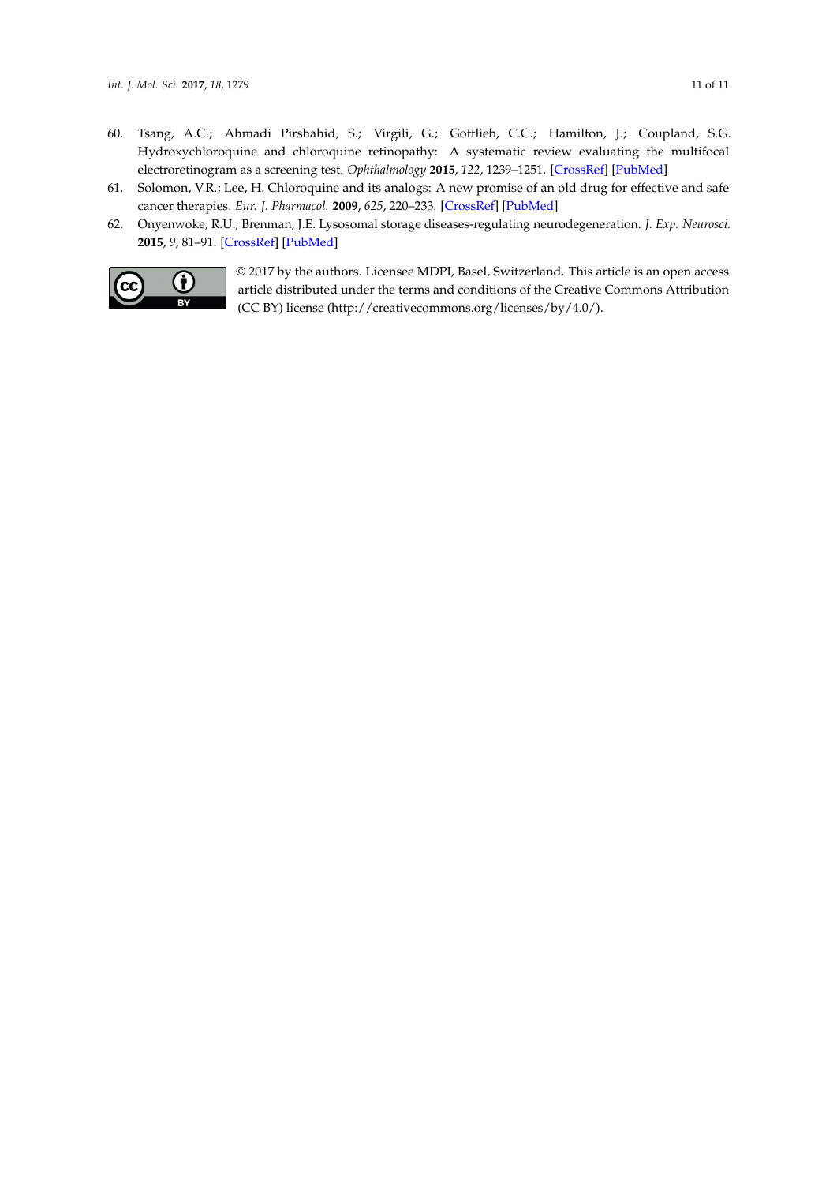60. Tsang, A.C.; Ahmadi Pirshahid, S.; Virgili, G.; Gottlieb, C.C.; Hamilton, J.; Coupland, S.G. Hydroxychloroquine and chloroquine retinopathy: A systematic review evaluating the multifocal electroretinogram as a screening test. *Ophthalmology* **2015**, *122*, 1239–1251. [CrossRef] [PubMed]
61. Solomon, V.R.; Lee, H. Chloroquine and its analogs: A new promise of an old drug for effective and safe cancer therapies. *Eur. J. Pharmacol.* **2009**, *625*, 220–233. [CrossRef] [PubMed]
62. Onyenwoke, R.U.; Brenman, J.E. Lysosomal storage diseases-regulating neurodegeneration. *J. Exp. Neurosci.* **2015**, *9*, 81–91. [CrossRef] [PubMed]

© 2017 by the authors. Licensee MDPI, Basel, Switzerland. This article is an open access article distributed under the terms and conditions of the Creative Commons Attribution (CC BY) license (http://creativecommons.org/licenses/by/4.0/).